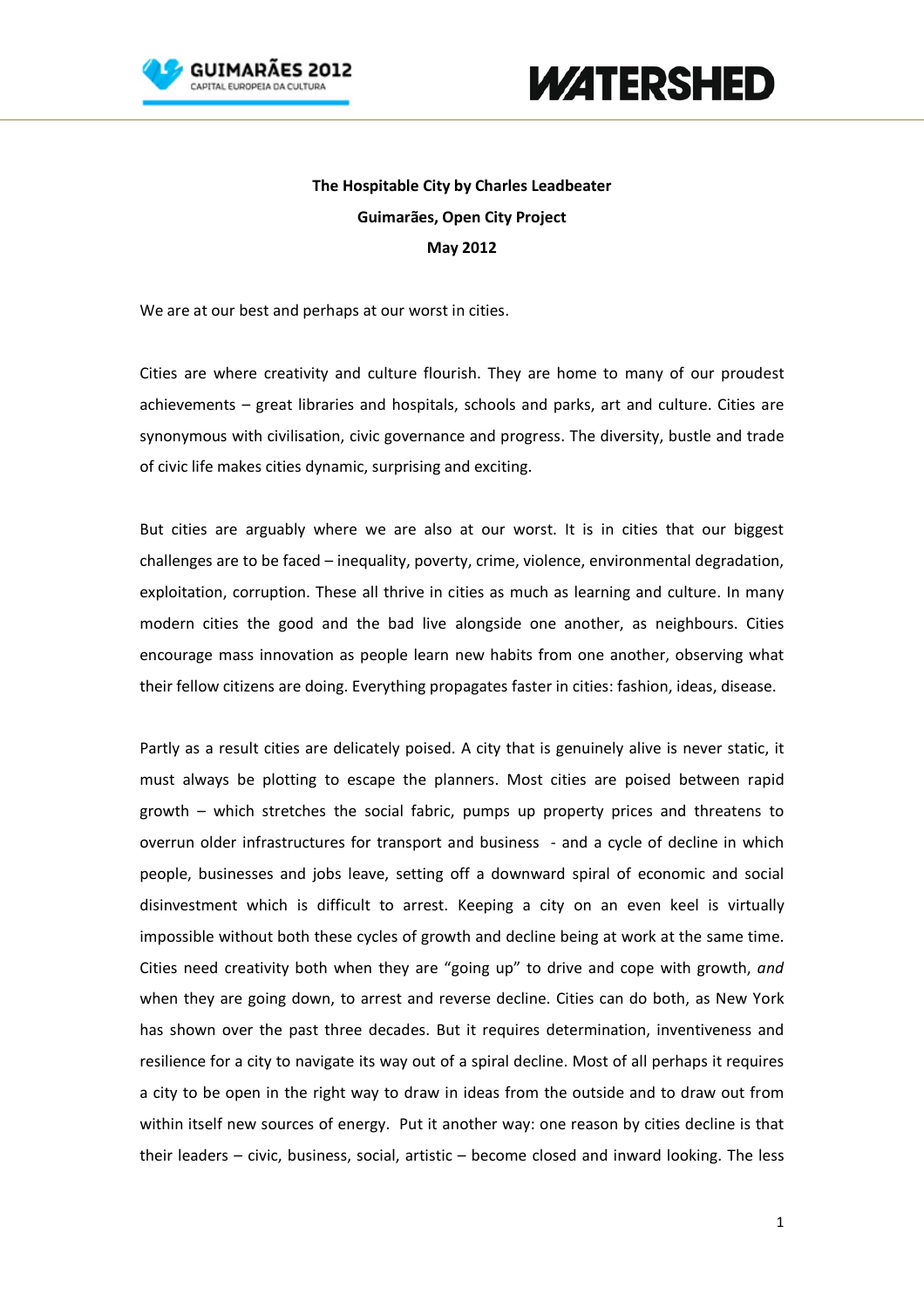**The Hospitable City by Charles Leadbeater**

**Guimarães, Open City Project**

**May 2012**

We are at our best and perhaps at our worst in cities.

Cities are where creativity and culture flourish. They are home to many of our proudest achievements – great libraries and hospitals, schools and parks, art and culture. Cities are synonymous with civilisation, civic governance and progress. The diversity, bustle and trade of civic life makes cities dynamic, surprising and exciting.

But cities are arguably where we are also at our worst. It is in cities that our biggest challenges are to be faced – inequality, poverty, crime, violence, environmental degradation, exploitation, corruption. These all thrive in cities as much as learning and culture. In many modern cities the good and the bad live alongside one another, as neighbours. Cities encourage mass innovation as people learn new habits from one another, observing what their fellow citizens are doing. Everything propagates faster in cities: fashion, ideas, disease.

Partly as a result cities are delicately poised. A city that is genuinely alive is never static, it must always be plotting to escape the planners. Most cities are poised between rapid growth – which stretches the social fabric, pumps up property prices and threatens to overrun older infrastructures for transport and business - and a cycle of decline in which people, businesses and jobs leave, setting off a downward spiral of economic and social disinvestment which is difficult to arrest. Keeping a city on an even keel is virtually impossible without both these cycles of growth and decline being at work at the same time. Cities need creativity both when they are "going up" to drive and cope with growth, *and* when they are going down, to arrest and reverse decline. Cities can do both, as New York has shown over the past three decades. But it requires determination, inventiveness and resilience for a city to navigate its way out of a spiral decline. Most of all perhaps it requires a city to be open in the right way to draw in ideas from the outside and to draw out from within itself new sources of energy. Put it another way: one reason by cities decline is that their leaders – civic, business, social, artistic – become closed and inward looking. The less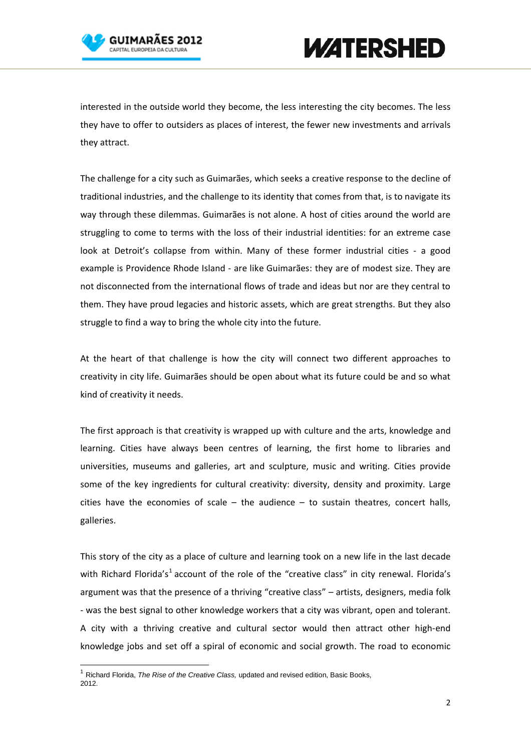interested in the outside world they become, the less interesting the city becomes. The less they have to offer to outsiders as places of interest, the fewer new investments and arrivals they attract.

The challenge for a city such as Guimarães, which seeks a creative response to the decline of traditional industries, and the challenge to its identity that comes from that, is to navigate its way through these dilemmas. Guimarães is not alone. A host of cities around the world are struggling to come to terms with the loss of their industrial identities: for an extreme case look at Detroit's collapse from within. Many of these former industrial cities - a good example is Providence Rhode Island - are like Guimarães: they are of modest size. They are not disconnected from the international flows of trade and ideas but nor are they central to them. They have proud legacies and historic assets, which are great strengths. But they also struggle to find a way to bring the whole city into the future.

At the heart of that challenge is how the city will connect two different approaches to creativity in city life. Guimarães should be open about what its future could be and so what kind of creativity it needs.

The first approach is that creativity is wrapped up with culture and the arts, knowledge and learning. Cities have always been centres of learning, the first home to libraries and universities, museums and galleries, art and sculpture, music and writing. Cities provide some of the key ingredients for cultural creativity: diversity, density and proximity. Large cities have the economies of scale – the audience – to sustain theatres, concert halls, galleries.

This story of the city as a place of culture and learning took on a new life in the last decade with Richard Florida's[1] account of the role of the "creative class" in city renewal. Florida's argument was that the presence of a thriving "creative class" – artists, designers, media folk - was the best signal to other knowledge workers that a city was vibrant, open and tolerant. A city with a thriving creative and cultural sector would then attract other high-end knowledge jobs and set off a spiral of economic and social growth. The road to economic

[1] Richard Florida, *The Rise of the Creative Class,* updated and revised edition, Basic Books, 2012.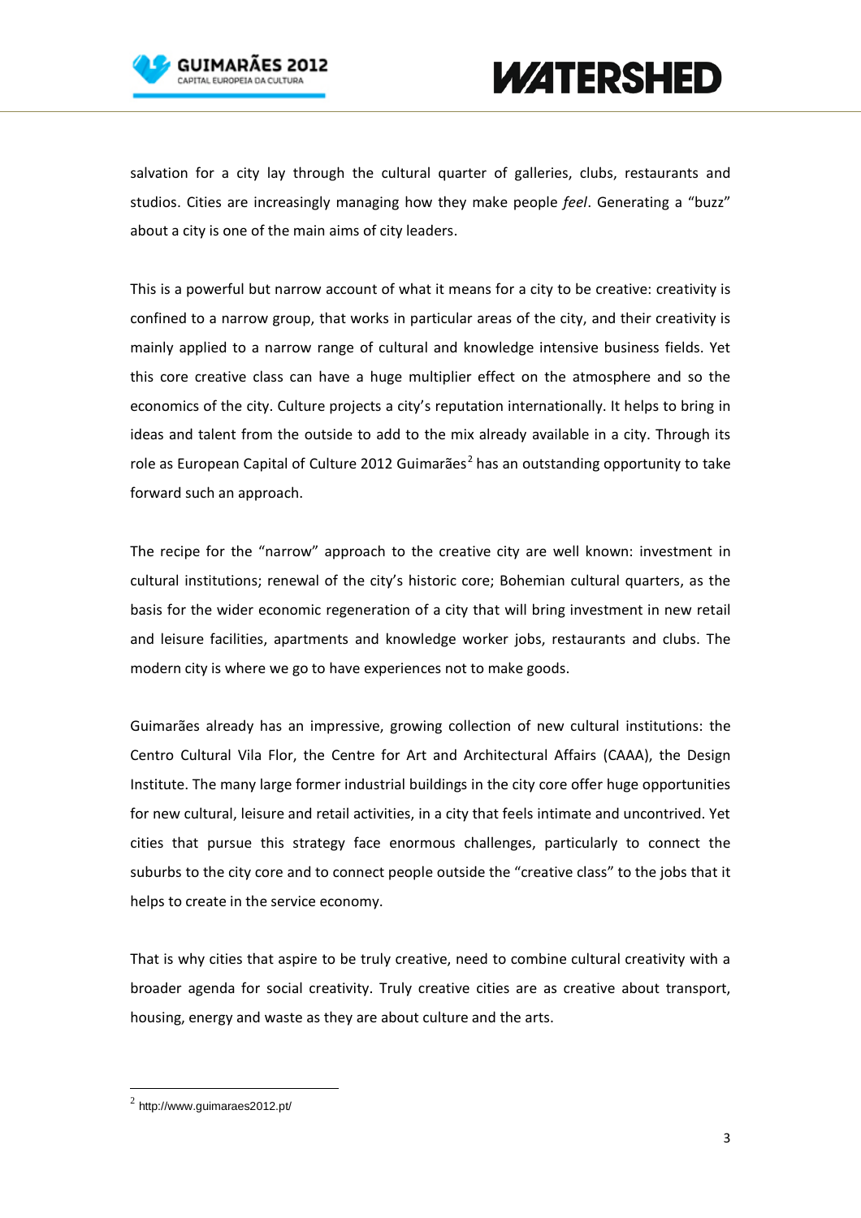salvation for a city lay through the cultural quarter of galleries, clubs, restaurants and studios. Cities are increasingly managing how they make people *feel*. Generating a "buzz" about a city is one of the main aims of city leaders.

This is a powerful but narrow account of what it means for a city to be creative: creativity is confined to a narrow group, that works in particular areas of the city, and their creativity is mainly applied to a narrow range of cultural and knowledge intensive business fields. Yet this core creative class can have a huge multiplier effect on the atmosphere and so the economics of the city. Culture projects a city's reputation internationally. It helps to bring in ideas and talent from the outside to add to the mix already available in a city. Through its role as European Capital of Culture 2012 Guimarães[2] has an outstanding opportunity to take forward such an approach.

The recipe for the "narrow" approach to the creative city are well known: investment in cultural institutions; renewal of the city's historic core; Bohemian cultural quarters, as the basis for the wider economic regeneration of a city that will bring investment in new retail and leisure facilities, apartments and knowledge worker jobs, restaurants and clubs. The modern city is where we go to have experiences not to make goods.

Guimarães already has an impressive, growing collection of new cultural institutions: the Centro Cultural Vila Flor, the Centre for Art and Architectural Affairs (CAAA), the Design Institute. The many large former industrial buildings in the city core offer huge opportunities for new cultural, leisure and retail activities, in a city that feels intimate and uncontrived. Yet cities that pursue this strategy face enormous challenges, particularly to connect the suburbs to the city core and to connect people outside the "creative class" to the jobs that it helps to create in the service economy.

That is why cities that aspire to be truly creative, need to combine cultural creativity with a broader agenda for social creativity. Truly creative cities are as creative about transport, housing, energy and waste as they are about culture and the arts.

---

[2] http://www.guimaraes2012.pt/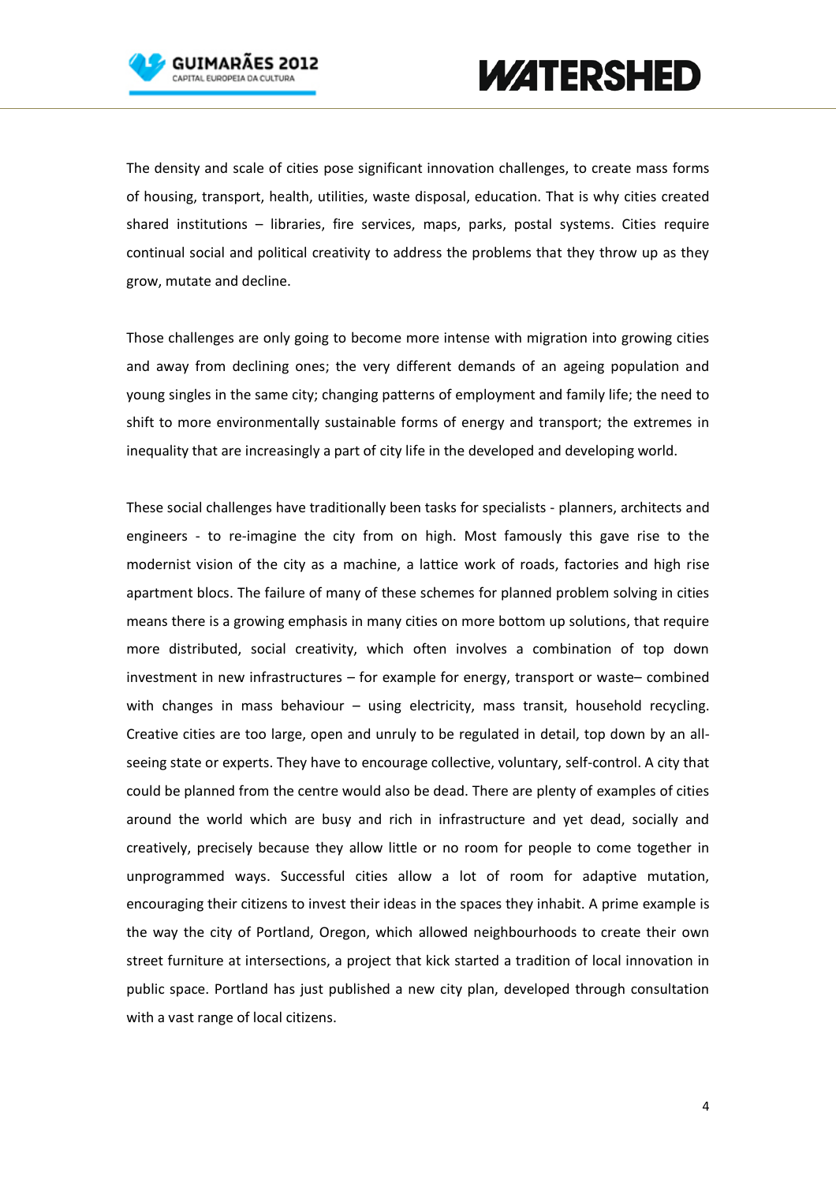The density and scale of cities pose significant innovation challenges, to create mass forms of housing, transport, health, utilities, waste disposal, education. That is why cities created shared institutions – libraries, fire services, maps, parks, postal systems. Cities require continual social and political creativity to address the problems that they throw up as they grow, mutate and decline.

Those challenges are only going to become more intense with migration into growing cities and away from declining ones; the very different demands of an ageing population and young singles in the same city; changing patterns of employment and family life; the need to shift to more environmentally sustainable forms of energy and transport; the extremes in inequality that are increasingly a part of city life in the developed and developing world.

These social challenges have traditionally been tasks for specialists - planners, architects and engineers - to re-imagine the city from on high. Most famously this gave rise to the modernist vision of the city as a machine, a lattice work of roads, factories and high rise apartment blocs. The failure of many of these schemes for planned problem solving in cities means there is a growing emphasis in many cities on more bottom up solutions, that require more distributed, social creativity, which often involves a combination of top down investment in new infrastructures – for example for energy, transport or waste– combined with changes in mass behaviour – using electricity, mass transit, household recycling. Creative cities are too large, open and unruly to be regulated in detail, top down by an all-seeing state or experts. They have to encourage collective, voluntary, self-control. A city that could be planned from the centre would also be dead. There are plenty of examples of cities around the world which are busy and rich in infrastructure and yet dead, socially and creatively, precisely because they allow little or no room for people to come together in unprogrammed ways. Successful cities allow a lot of room for adaptive mutation, encouraging their citizens to invest their ideas in the spaces they inhabit. A prime example is the way the city of Portland, Oregon, which allowed neighbourhoods to create their own street furniture at intersections, a project that kick started a tradition of local innovation in public space. Portland has just published a new city plan, developed through consultation with a vast range of local citizens.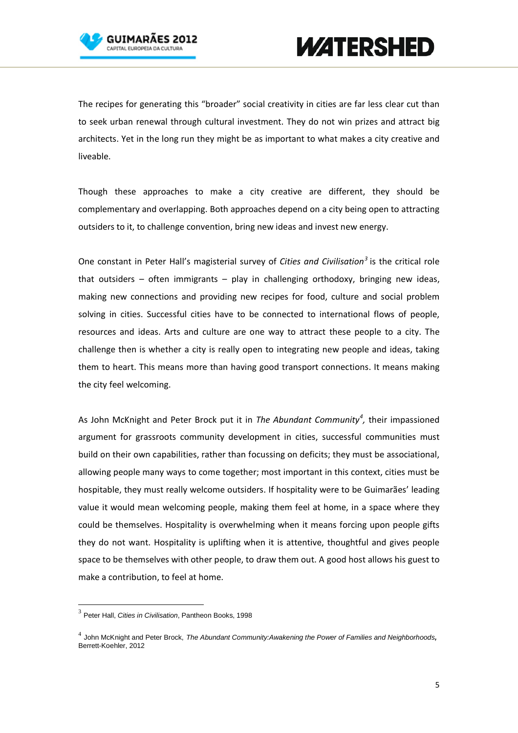The recipes for generating this "broader" social creativity in cities are far less clear cut than to seek urban renewal through cultural investment. They do not win prizes and attract big architects. Yet in the long run they might be as important to what makes a city creative and liveable.

Though these approaches to make a city creative are different, they should be complementary and overlapping. Both approaches depend on a city being open to attracting outsiders to it, to challenge convention, bring new ideas and invest new energy.

One constant in Peter Hall's magisterial survey of *Cities and Civilisation*[3] is the critical role that outsiders – often immigrants – play in challenging orthodoxy, bringing new ideas, making new connections and providing new recipes for food, culture and social problem solving in cities. Successful cities have to be connected to international flows of people, resources and ideas. Arts and culture are one way to attract these people to a city. The challenge then is whether a city is really open to integrating new people and ideas, taking them to heart. This means more than having good transport connections. It means making the city feel welcoming.

As John McKnight and Peter Brock put it in *The Abundant Community*[4], their impassioned argument for grassroots community development in cities, successful communities must build on their own capabilities, rather than focussing on deficits; they must be associational, allowing people many ways to come together; most important in this context, cities must be hospitable, they must really welcome outsiders. If hospitality were to be Guimarães' leading value it would mean welcoming people, making them feel at home, in a space where they could be themselves. Hospitality is overwhelming when it means forcing upon people gifts they do not want. Hospitality is uplifting when it is attentive, thoughtful and gives people space to be themselves with other people, to draw them out. A good host allows his guest to make a contribution, to feel at home.

---

[3] Peter Hall, *Cities in Civilisation*, Pantheon Books, 1998

[4] John McKnight and Peter Brock, *The Abundant Community:Awakening the Power of Families and Neighborhoods*, Berrett-Koehler, 2012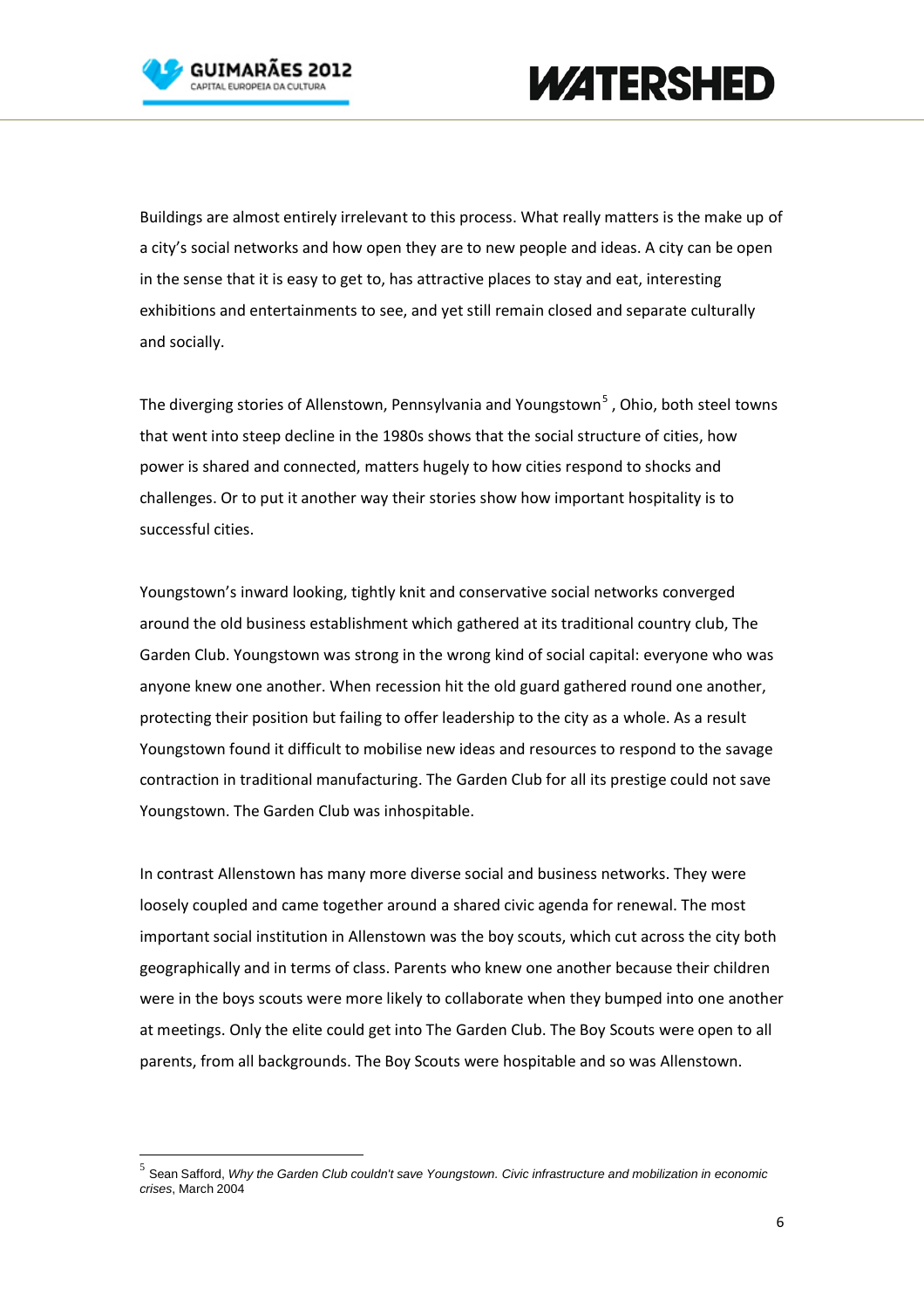Buildings are almost entirely irrelevant to this process. What really matters is the make up of a city's social networks and how open they are to new people and ideas. A city can be open in the sense that it is easy to get to, has attractive places to stay and eat, interesting exhibitions and entertainments to see, and yet still remain closed and separate culturally and socially.

The diverging stories of Allenstown, Pennsylvania and Youngstown[5] , Ohio, both steel towns that went into steep decline in the 1980s shows that the social structure of cities, how power is shared and connected, matters hugely to how cities respond to shocks and challenges. Or to put it another way their stories show how important hospitality is to successful cities.

Youngstown's inward looking, tightly knit and conservative social networks converged around the old business establishment which gathered at its traditional country club, The Garden Club. Youngstown was strong in the wrong kind of social capital: everyone who was anyone knew one another. When recession hit the old guard gathered round one another, protecting their position but failing to offer leadership to the city as a whole. As a result Youngstown found it difficult to mobilise new ideas and resources to respond to the savage contraction in traditional manufacturing. The Garden Club for all its prestige could not save Youngstown. The Garden Club was inhospitable.

In contrast Allenstown has many more diverse social and business networks. They were loosely coupled and came together around a shared civic agenda for renewal. The most important social institution in Allenstown was the boy scouts, which cut across the city both geographically and in terms of class. Parents who knew one another because their children were in the boys scouts were more likely to collaborate when they bumped into one another at meetings. Only the elite could get into The Garden Club. The Boy Scouts were open to all parents, from all backgrounds. The Boy Scouts were hospitable and so was Allenstown.

---

[5] Sean Safford, *Why the Garden Club couldn't save Youngstown. Civic infrastructure and mobilization in economic crises*, March 2004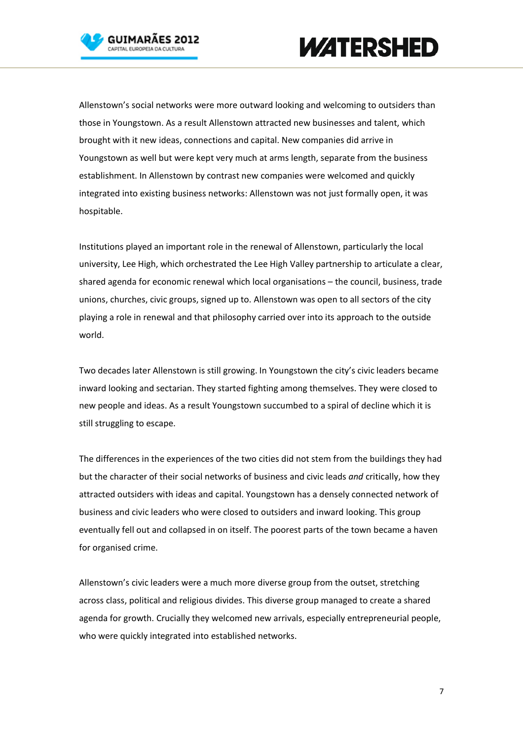Allenstown's social networks were more outward looking and welcoming to outsiders than those in Youngstown. As a result Allenstown attracted new businesses and talent, which brought with it new ideas, connections and capital. New companies did arrive in Youngstown as well but were kept very much at arms length, separate from the business establishment. In Allenstown by contrast new companies were welcomed and quickly integrated into existing business networks: Allenstown was not just formally open, it was hospitable.

Institutions played an important role in the renewal of Allenstown, particularly the local university, Lee High, which orchestrated the Lee High Valley partnership to articulate a clear, shared agenda for economic renewal which local organisations – the council, business, trade unions, churches, civic groups, signed up to. Allenstown was open to all sectors of the city playing a role in renewal and that philosophy carried over into its approach to the outside world.

Two decades later Allenstown is still growing. In Youngstown the city's civic leaders became inward looking and sectarian. They started fighting among themselves. They were closed to new people and ideas. As a result Youngstown succumbed to a spiral of decline which it is still struggling to escape.

The differences in the experiences of the two cities did not stem from the buildings they had but the character of their social networks of business and civic leads *and* critically, how they attracted outsiders with ideas and capital. Youngstown has a densely connected network of business and civic leaders who were closed to outsiders and inward looking. This group eventually fell out and collapsed in on itself. The poorest parts of the town became a haven for organised crime.

Allenstown's civic leaders were a much more diverse group from the outset, stretching across class, political and religious divides. This diverse group managed to create a shared agenda for growth. Crucially they welcomed new arrivals, especially entrepreneurial people, who were quickly integrated into established networks.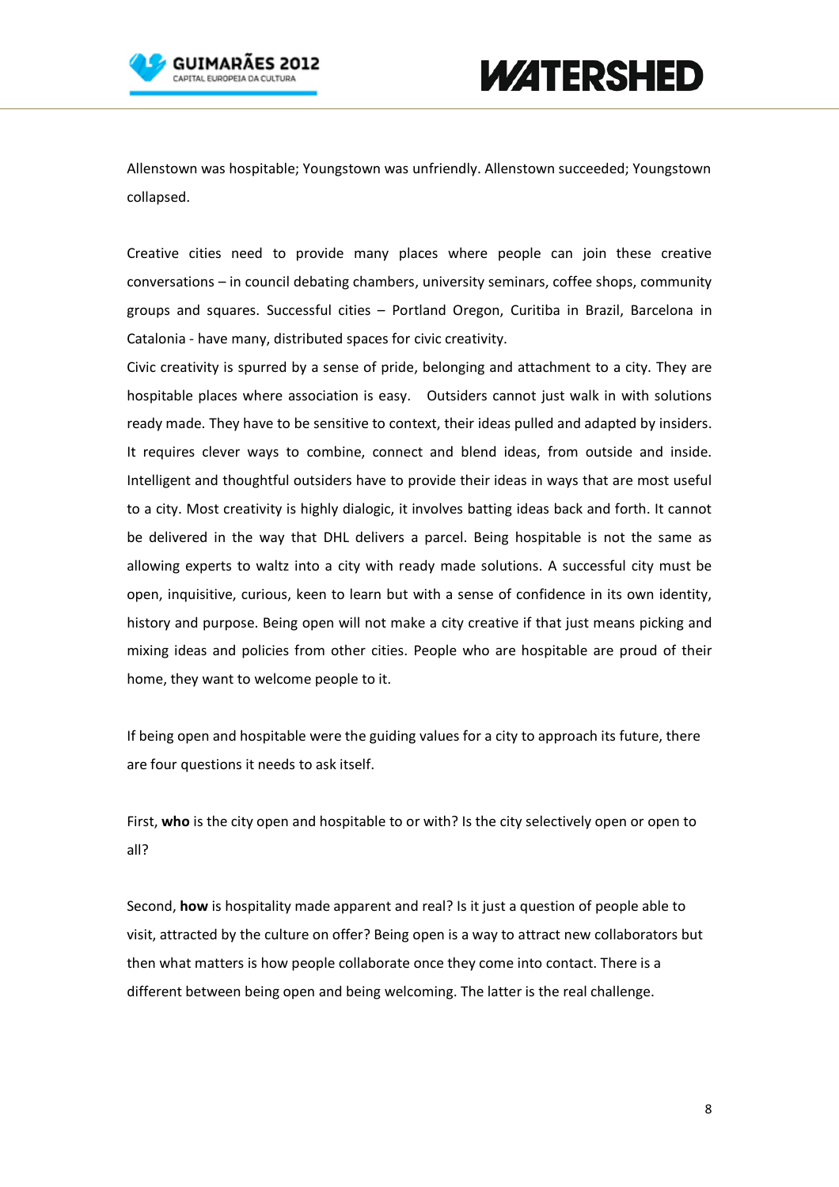Allenstown was hospitable; Youngstown was unfriendly. Allenstown succeeded; Youngstown collapsed.

Creative cities need to provide many places where people can join these creative conversations – in council debating chambers, university seminars, coffee shops, community groups and squares. Successful cities – Portland Oregon, Curitiba in Brazil, Barcelona in Catalonia - have many, distributed spaces for civic creativity.

Civic creativity is spurred by a sense of pride, belonging and attachment to a city. They are hospitable places where association is easy. Outsiders cannot just walk in with solutions ready made. They have to be sensitive to context, their ideas pulled and adapted by insiders. It requires clever ways to combine, connect and blend ideas, from outside and inside. Intelligent and thoughtful outsiders have to provide their ideas in ways that are most useful to a city. Most creativity is highly dialogic, it involves batting ideas back and forth. It cannot be delivered in the way that DHL delivers a parcel. Being hospitable is not the same as allowing experts to waltz into a city with ready made solutions. A successful city must be open, inquisitive, curious, keen to learn but with a sense of confidence in its own identity, history and purpose. Being open will not make a city creative if that just means picking and mixing ideas and policies from other cities. People who are hospitable are proud of their home, they want to welcome people to it.

If being open and hospitable were the guiding values for a city to approach its future, there are four questions it needs to ask itself.

First, **who** is the city open and hospitable to or with? Is the city selectively open or open to all?

Second, **how** is hospitality made apparent and real? Is it just a question of people able to visit, attracted by the culture on offer? Being open is a way to attract new collaborators but then what matters is how people collaborate once they come into contact. There is a different between being open and being welcoming. The latter is the real challenge.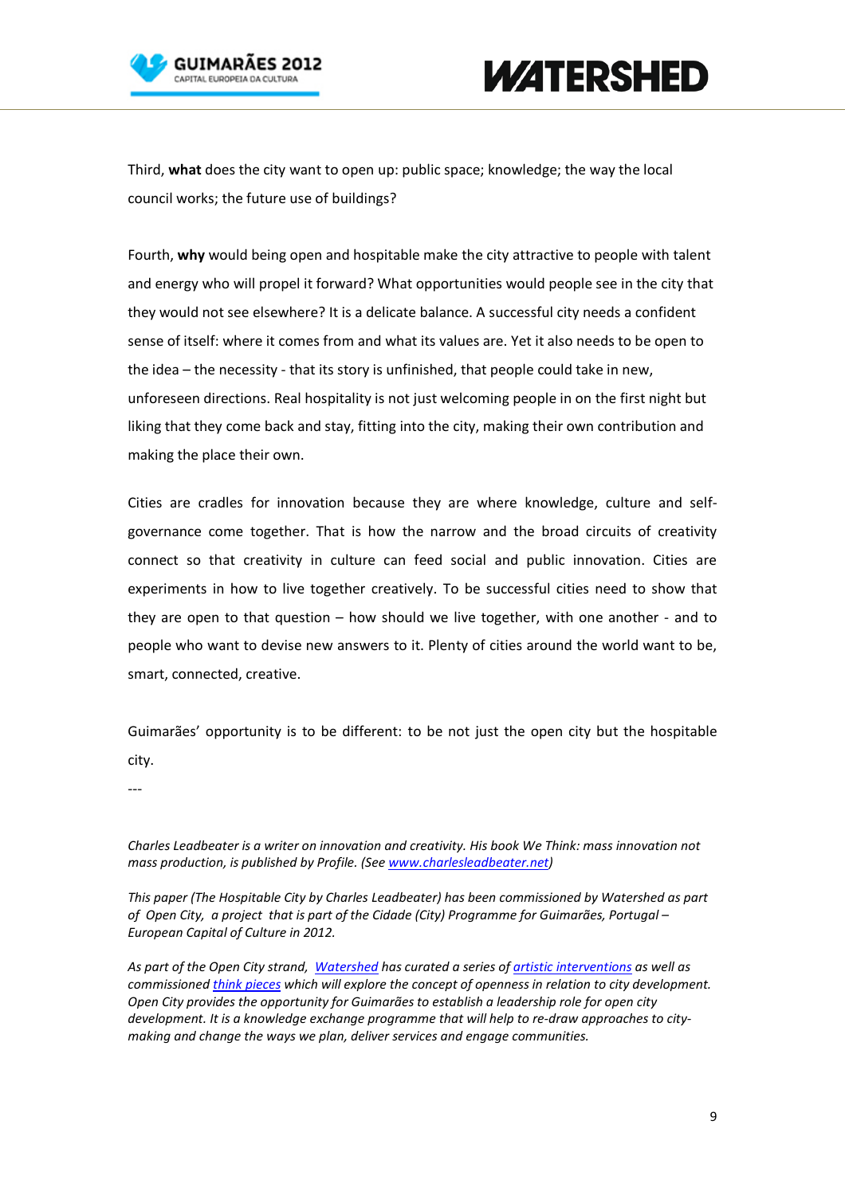Third, **what** does the city want to open up: public space; knowledge; the way the local council works; the future use of buildings?

Fourth, **why** would being open and hospitable make the city attractive to people with talent and energy who will propel it forward? What opportunities would people see in the city that they would not see elsewhere? It is a delicate balance. A successful city needs a confident sense of itself: where it comes from and what its values are. Yet it also needs to be open to the idea – the necessity - that its story is unfinished, that people could take in new, unforeseen directions. Real hospitality is not just welcoming people in on the first night but liking that they come back and stay, fitting into the city, making their own contribution and making the place their own.

Cities are cradles for innovation because they are where knowledge, culture and self-governance come together. That is how the narrow and the broad circuits of creativity connect so that creativity in culture can feed social and public innovation. Cities are experiments in how to live together creatively. To be successful cities need to show that they are open to that question – how should we live together, with one another - and to people who want to devise new answers to it. Plenty of cities around the world want to be, smart, connected, creative.

Guimarães' opportunity is to be different: to be not just the open city but the hospitable city.

---

*Charles Leadbeater is a writer on innovation and creativity. His book We Think: mass innovation not mass production, is published by Profile. (See www.charlesleadbeater.net)*

*This paper (The Hospitable City by Charles Leadbeater) has been commissioned by Watershed as part of Open City, a project that is part of the Cidade (City) Programme for Guimarães, Portugal – European Capital of Culture in 2012.*

*As part of the Open City strand, Watershed has curated a series of artistic interventions as well as commissioned think pieces which will explore the concept of openness in relation to city development. Open City provides the opportunity for Guimarães to establish a leadership role for open city development. It is a knowledge exchange programme that will help to re-draw approaches to city-making and change the ways we plan, deliver services and engage communities.*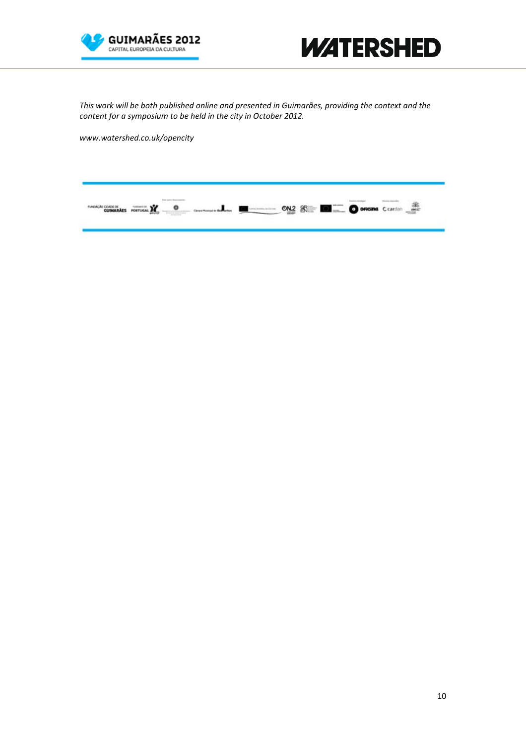*This work will be both published online and presented in Guimarães, providing the context and the content for a symposium to be held in the city in October 2012.*

*www.watershed.co.uk/opencity*